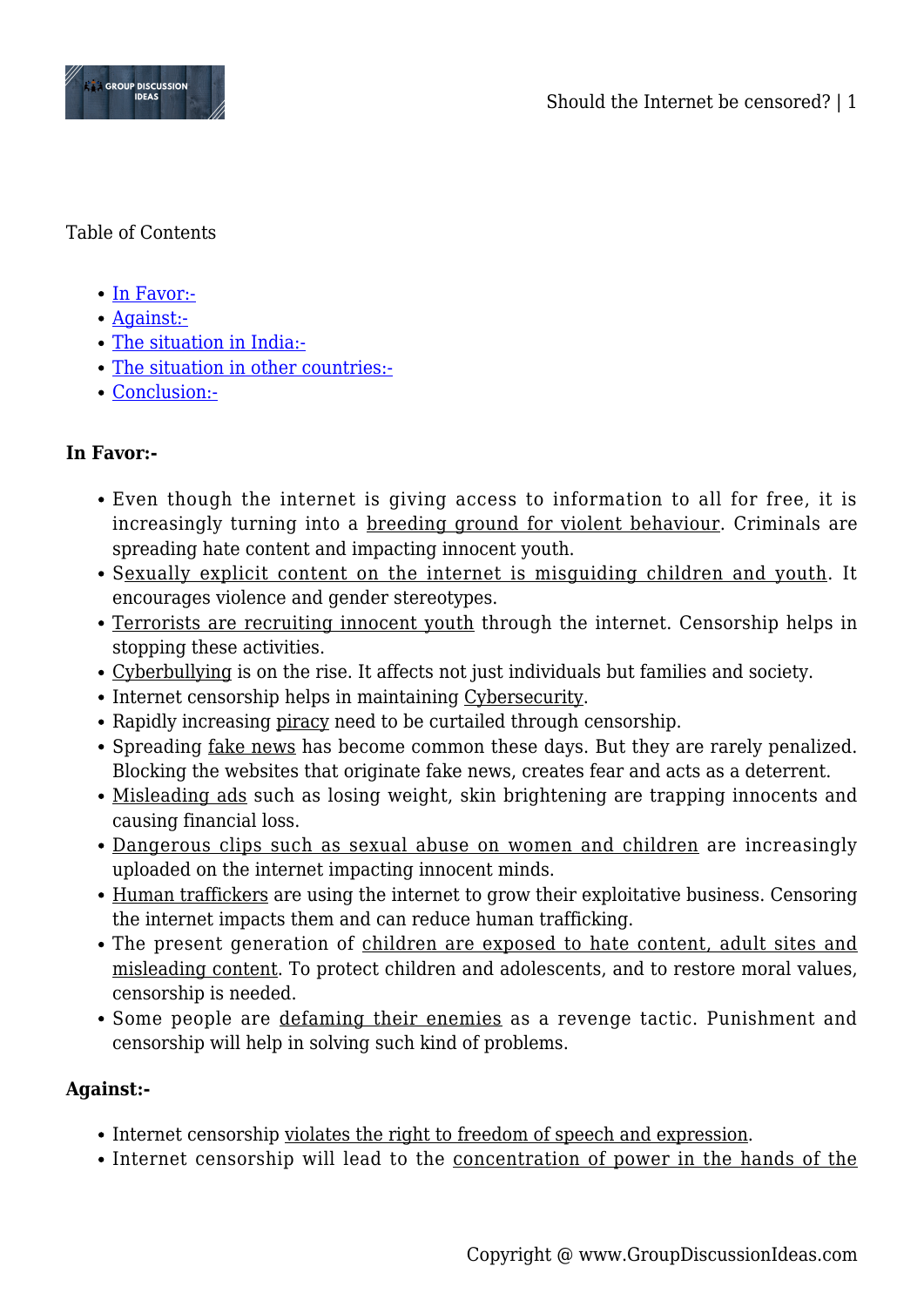Table of Contents

- In Favor:-
- Against:-
- The situation in India:-
- The situation in other countries:-
- Conclusion:-

**In Favor:-**

- Even though the internet is giving access to information to all for free, it is increasingly turning into a breeding ground for violent behaviour. Criminals are spreading hate content and impacting innocent youth.
- Sexually explicit content on the internet is misguiding children and youth. It encourages violence and gender stereotypes.
- Terrorists are recruiting innocent youth through the internet. Censorship helps in stopping these activities.
- Cyberbullying is on the rise. It affects not just individuals but families and society.
- Internet censorship helps in maintaining Cybersecurity.
- Rapidly increasing piracy need to be curtailed through censorship.
- Spreading fake news has become common these days. But they are rarely penalized. Blocking the websites that originate fake news, creates fear and acts as a deterrent.
- Misleading ads such as losing weight, skin brightening are trapping innocents and causing financial loss.
- Dangerous clips such as sexual abuse on women and children are increasingly uploaded on the internet impacting innocent minds.
- Human traffickers are using the internet to grow their exploitative business. Censoring the internet impacts them and can reduce human trafficking.
- The present generation of children are exposed to hate content, adult sites and misleading content. To protect children and adolescents, and to restore moral values, censorship is needed.
- Some people are defaming their enemies as a revenge tactic. Punishment and censorship will help in solving such kind of problems.

**Against:-**

- Internet censorship violates the right to freedom of speech and expression.
- Internet censorship will lead to the concentration of power in the hands of the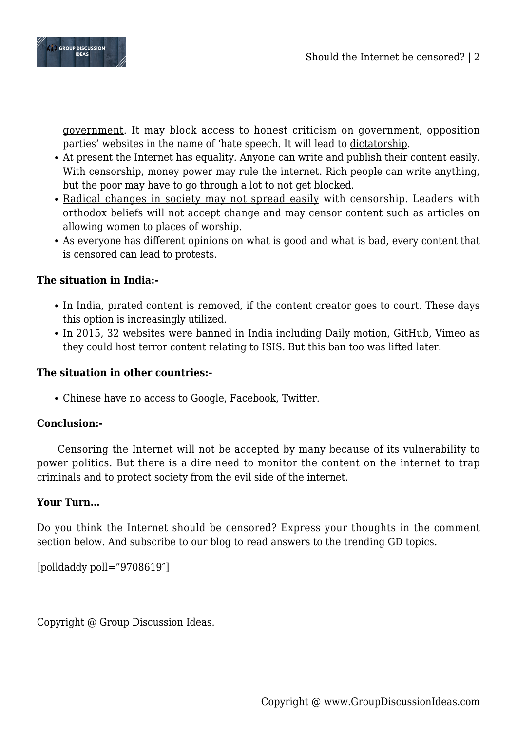government. It may block access to honest criticism on government, opposition parties' websites in the name of 'hate speech. It will lead to dictatorship.

- At present the Internet has equality. Anyone can write and publish their content easily. With censorship, money power may rule the internet. Rich people can write anything, but the poor may have to go through a lot to not get blocked.
- Radical changes in society may not spread easily with censorship. Leaders with orthodox beliefs will not accept change and may censor content such as articles on allowing women to places of worship.
- As everyone has different opinions on what is good and what is bad, every content that is censored can lead to protests.

**The situation in India:-**

- In India, pirated content is removed, if the content creator goes to court. These days this option is increasingly utilized.
- In 2015, 32 websites were banned in India including Daily motion, GitHub, Vimeo as they could host terror content relating to ISIS. But this ban too was lifted later.

**The situation in other countries:-**

- Chinese have no access to Google, Facebook, Twitter.

**Conclusion:-**

Censoring the Internet will not be accepted by many because of its vulnerability to power politics. But there is a dire need to monitor the content on the internet to trap criminals and to protect society from the evil side of the internet.

**Your Turn…**

Do you think the Internet should be censored? Express your thoughts in the comment section below. And subscribe to our blog to read answers to the trending GD topics.

[polldaddy poll="9708619″]

---

Copyright @ Group Discussion Ideas.